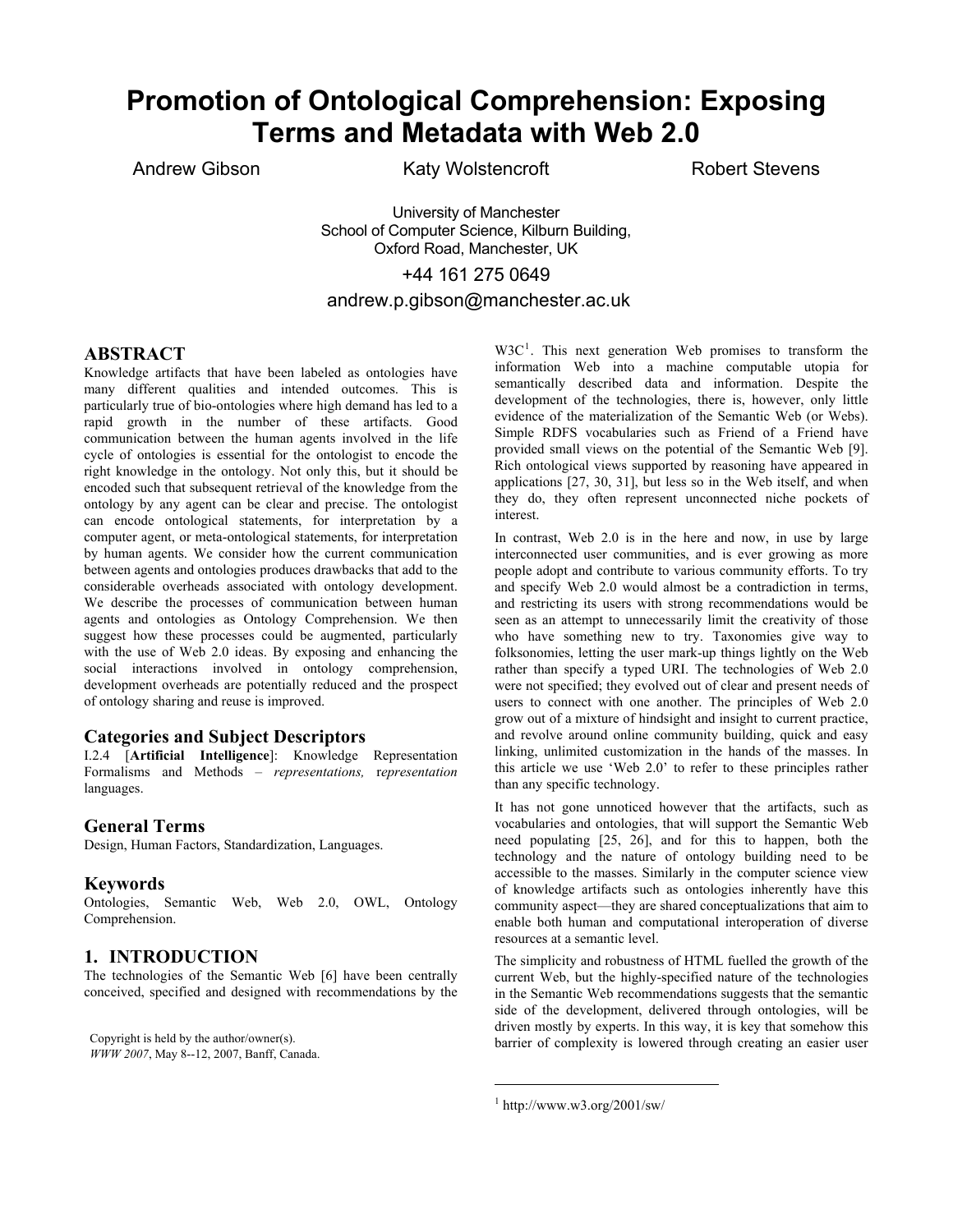# Promotion of Ontological Comprehension: Exposing Terms and Metadata with Web 2.0

Andrew Gibson    Katy Wolstencroft    Robert Stevens

University of Manchester
School of Computer Science, Kilburn Building,
Oxford Road, Manchester, UK

+44 161 275 0649

andrew.p.gibson@manchester.ac.uk

## ABSTRACT

Knowledge artifacts that have been labeled as ontologies have many different qualities and intended outcomes. This is particularly true of bio-ontologies where high demand has led to a rapid growth in the number of these artifacts. Good communication between the human agents involved in the life cycle of ontologies is essential for the ontologist to encode the right knowledge in the ontology. Not only this, but it should be encoded such that subsequent retrieval of the knowledge from the ontology by any agent can be clear and precise. The ontologist can encode ontological statements, for interpretation by a computer agent, or meta-ontological statements, for interpretation by human agents. We consider how the current communication between agents and ontologies produces drawbacks that add to the considerable overheads associated with ontology development. We describe the processes of communication between human agents and ontologies as Ontology Comprehension. We then suggest how these processes could be augmented, particularly with the use of Web 2.0 ideas. By exposing and enhancing the social interactions involved in ontology comprehension, development overheads are potentially reduced and the prospect of ontology sharing and reuse is improved.

### Categories and Subject Descriptors

I.2.4 [**Artificial Intelligence**]: Knowledge Representation Formalisms and Methods – *representations, representation* languages.

### General Terms

Design, Human Factors, Standardization, Languages.

### Keywords

Ontologies, Semantic Web, Web 2.0, OWL, Ontology Comprehension.

## 1. INTRODUCTION

The technologies of the Semantic Web [6] have been centrally conceived, specified and designed with recommendations by the W3C[1]. This next generation Web promises to transform the information Web into a machine computable utopia for semantically described data and information. Despite the development of the technologies, there is, however, only little evidence of the materialization of the Semantic Web (or Webs). Simple RDFS vocabularies such as Friend of a Friend have provided small views on the potential of the Semantic Web [9]. Rich ontological views supported by reasoning have appeared in applications [27, 30, 31], but less so in the Web itself, and when they do, they often represent unconnected niche pockets of interest.

In contrast, Web 2.0 is in the here and now, in use by large interconnected user communities, and is ever growing as more people adopt and contribute to various community efforts. To try and specify Web 2.0 would almost be a contradiction in terms, and restricting its users with strong recommendations would be seen as an attempt to unnecessarily limit the creativity of those who have something new to try. Taxonomies give way to folksonomies, letting the user mark-up things lightly on the Web rather than specify a typed URI. The technologies of Web 2.0 were not specified; they evolved out of clear and present needs of users to connect with one another. The principles of Web 2.0 grow out of a mixture of hindsight and insight to current practice, and revolve around online community building, quick and easy linking, unlimited customization in the hands of the masses. In this article we use 'Web 2.0' to refer to these principles rather than any specific technology.

It has not gone unnoticed however that the artifacts, such as vocabularies and ontologies, that will support the Semantic Web need populating [25, 26], and for this to happen, both the technology and the nature of ontology building need to be accessible to the masses. Similarly in the computer science view of knowledge artifacts such as ontologies inherently have this community aspect—they are shared conceptualizations that aim to enable both human and computational interoperation of diverse resources at a semantic level.

The simplicity and robustness of HTML fuelled the growth of the current Web, but the highly-specified nature of the technologies in the Semantic Web recommendations suggests that the semantic side of the development, delivered through ontologies, will be driven mostly by experts. In this way, it is key that somehow this barrier of complexity is lowered through creating an easier user

Copyright is held by the author/owner(s).
*WWW 2007*, May 8--12, 2007, Banff, Canada.

[1] http://www.w3.org/2001/sw/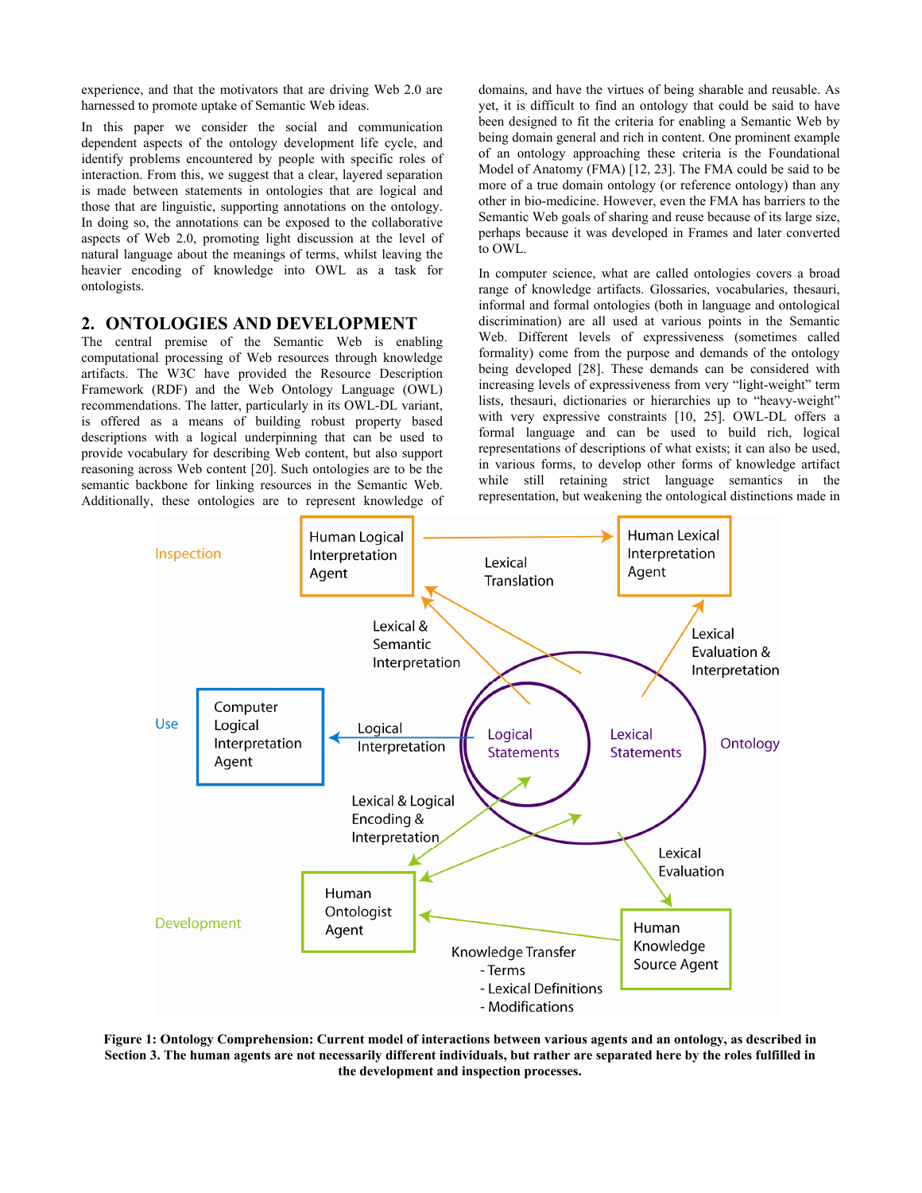experience, and that the motivators that are driving Web 2.0 are harnessed to promote uptake of Semantic Web ideas.

In this paper we consider the social and communication dependent aspects of the ontology development life cycle, and identify problems encountered by people with specific roles of interaction. From this, we suggest that a clear, layered separation is made between statements in ontologies that are logical and those that are linguistic, supporting annotations on the ontology. In doing so, the annotations can be exposed to the collaborative aspects of Web 2.0, promoting light discussion at the level of natural language about the meanings of terms, whilst leaving the heavier encoding of knowledge into OWL as a task for ontologists.

## 2. ONTOLOGIES AND DEVELOPMENT

The central premise of the Semantic Web is enabling computational processing of Web resources through knowledge artifacts. The W3C have provided the Resource Description Framework (RDF) and the Web Ontology Language (OWL) recommendations. The latter, particularly in its OWL-DL variant, is offered as a means of building robust property based descriptions with a logical underpinning that can be used to provide vocabulary for describing Web content, but also support reasoning across Web content [20]. Such ontologies are to be the semantic backbone for linking resources in the Semantic Web. Additionally, these ontologies are to represent knowledge of domains, and have the virtues of being sharable and reusable. As yet, it is difficult to find an ontology that could be said to have been designed to fit the criteria for enabling a Semantic Web by being domain general and rich in content. One prominent example of an ontology approaching these criteria is the Foundational Model of Anatomy (FMA) [12, 23]. The FMA could be said to be more of a true domain ontology (or reference ontology) than any other in bio-medicine. However, even the FMA has barriers to the Semantic Web goals of sharing and reuse because of its large size, perhaps because it was developed in Frames and later converted to OWL.

In computer science, what are called ontologies covers a broad range of knowledge artifacts. Glossaries, vocabularies, thesauri, informal and formal ontologies (both in language and ontological discrimination) are all used at various points in the Semantic Web. Different levels of expressiveness (sometimes called formality) come from the purpose and demands of the ontology being developed [28]. These demands can be considered with increasing levels of expressiveness from very "light-weight" term lists, thesauri, dictionaries or hierarchies up to "heavy-weight" with very expressive constraints [10, 25]. OWL-DL offers a formal language and can be used to build rich, logical representations of descriptions of what exists; it can also be used, in various forms, to develop other forms of knowledge artifact while still retaining strict language semantics in the representation, but weakening the ontological distinctions made in

**Figure 1: Ontology Comprehension: Current model of interactions between various agents and an ontology, as described in Section 3. The human agents are not necessarily different individuals, but rather are separated here by the roles fulfilled in the development and inspection processes.**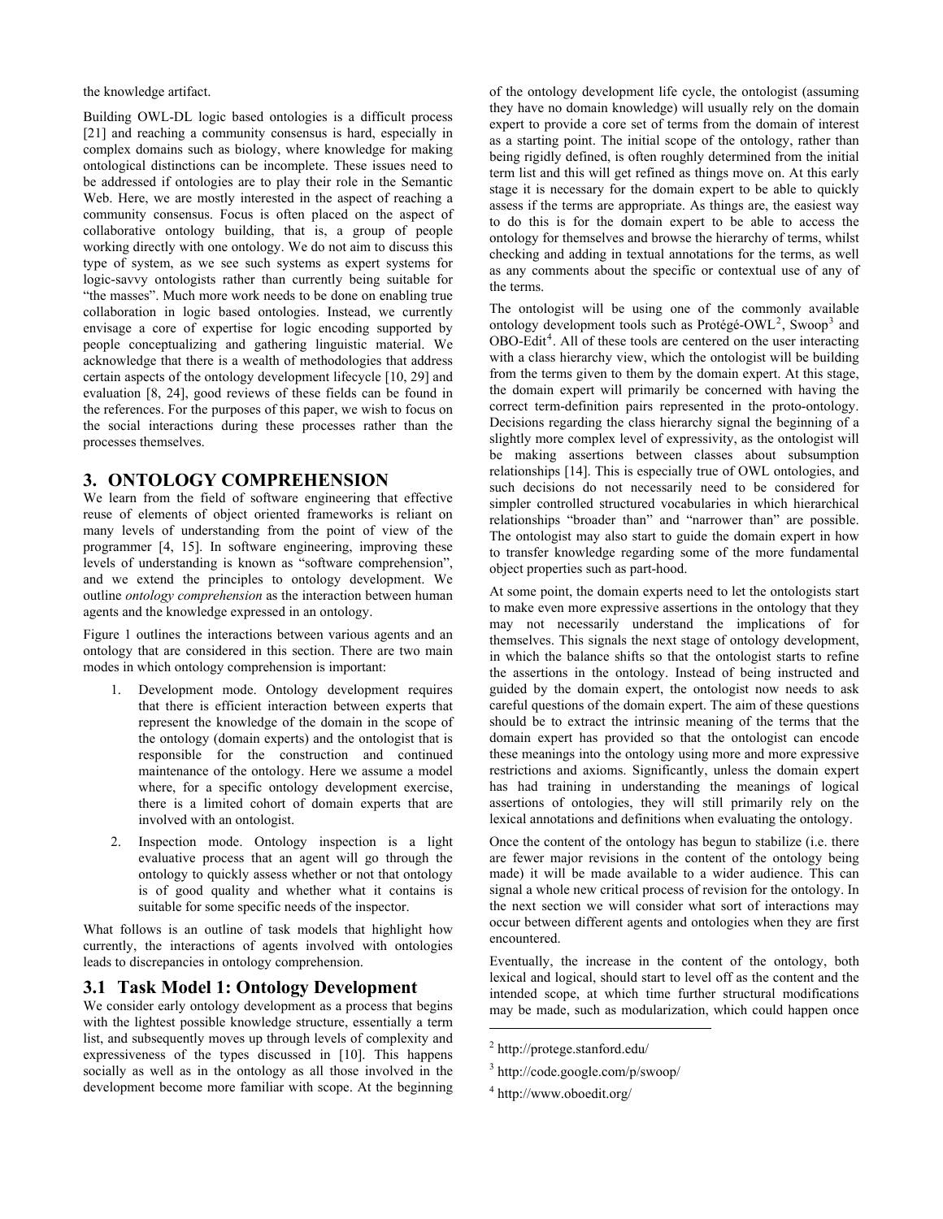the knowledge artifact.

Building OWL-DL logic based ontologies is a difficult process [21] and reaching a community consensus is hard, especially in complex domains such as biology, where knowledge for making ontological distinctions can be incomplete. These issues need to be addressed if ontologies are to play their role in the Semantic Web. Here, we are mostly interested in the aspect of reaching a community consensus. Focus is often placed on the aspect of collaborative ontology building, that is, a group of people working directly with one ontology. We do not aim to discuss this type of system, as we see such systems as expert systems for logic-savvy ontologists rather than currently being suitable for "the masses". Much more work needs to be done on enabling true collaboration in logic based ontologies. Instead, we currently envisage a core of expertise for logic encoding supported by people conceptualizing and gathering linguistic material. We acknowledge that there is a wealth of methodologies that address certain aspects of the ontology development lifecycle [10, 29] and evaluation [8, 24], good reviews of these fields can be found in the references. For the purposes of this paper, we wish to focus on the social interactions during these processes rather than the processes themselves.

## 3. ONTOLOGY COMPREHENSION

We learn from the field of software engineering that effective reuse of elements of object oriented frameworks is reliant on many levels of understanding from the point of view of the programmer [4, 15]. In software engineering, improving these levels of understanding is known as "software comprehension", and we extend the principles to ontology development. We outline *ontology comprehension* as the interaction between human agents and the knowledge expressed in an ontology.

Figure 1 outlines the interactions between various agents and an ontology that are considered in this section. There are two main modes in which ontology comprehension is important:

1. Development mode. Ontology development requires that there is efficient interaction between experts that represent the knowledge of the domain in the scope of the ontology (domain experts) and the ontologist that is responsible for the construction and continued maintenance of the ontology. Here we assume a model where, for a specific ontology development exercise, there is a limited cohort of domain experts that are involved with an ontologist.
2. Inspection mode. Ontology inspection is a light evaluative process that an agent will go through the ontology to quickly assess whether or not that ontology is of good quality and whether what it contains is suitable for some specific needs of the inspector.

What follows is an outline of task models that highlight how currently, the interactions of agents involved with ontologies leads to discrepancies in ontology comprehension.

### 3.1 Task Model 1: Ontology Development

We consider early ontology development as a process that begins with the lightest possible knowledge structure, essentially a term list, and subsequently moves up through levels of complexity and expressiveness of the types discussed in [10]. This happens socially as well as in the ontology as all those involved in the development become more familiar with scope. At the beginning of the ontology development life cycle, the ontologist (assuming they have no domain knowledge) will usually rely on the domain expert to provide a core set of terms from the domain of interest as a starting point. The initial scope of the ontology, rather than being rigidly defined, is often roughly determined from the initial term list and this will get refined as things move on. At this early stage it is necessary for the domain expert to be able to quickly assess if the terms are appropriate. As things are, the easiest way to do this is for the domain expert to be able to access the ontology for themselves and browse the hierarchy of terms, whilst checking and adding in textual annotations for the terms, as well as any comments about the specific or contextual use of any of the terms.

The ontologist will be using one of the commonly available ontology development tools such as Protégé-OWL[2], Swoop[3] and OBO-Edit[4]. All of these tools are centered on the user interacting with a class hierarchy view, which the ontologist will be building from the terms given to them by the domain expert. At this stage, the domain expert will primarily be concerned with having the correct term-definition pairs represented in the proto-ontology. Decisions regarding the class hierarchy signal the beginning of a slightly more complex level of expressivity, as the ontologist will be making assertions between classes about subsumption relationships [14]. This is especially true of OWL ontologies, and such decisions do not necessarily need to be considered for simpler controlled structured vocabularies in which hierarchical relationships "broader than" and "narrower than" are possible. The ontologist may also start to guide the domain expert in how to transfer knowledge regarding some of the more fundamental object properties such as part-hood.

At some point, the domain experts need to let the ontologists start to make even more expressive assertions in the ontology that they may not necessarily understand the implications of for themselves. This signals the next stage of ontology development, in which the balance shifts so that the ontologist starts to refine the assertions in the ontology. Instead of being instructed and guided by the domain expert, the ontologist now needs to ask careful questions of the domain expert. The aim of these questions should be to extract the intrinsic meaning of the terms that the domain expert has provided so that the ontologist can encode these meanings into the ontology using more and more expressive restrictions and axioms. Significantly, unless the domain expert has had training in understanding the meanings of logical assertions of ontologies, they will still primarily rely on the lexical annotations and definitions when evaluating the ontology.

Once the content of the ontology has begun to stabilize (i.e. there are fewer major revisions in the content of the ontology being made) it will be made available to a wider audience. This can signal a whole new critical process of revision for the ontology. In the next section we will consider what sort of interactions may occur between different agents and ontologies when they are first encountered.

Eventually, the increase in the content of the ontology, both lexical and logical, should start to level off as the content and the intended scope, at which time further structural modifications may be made, such as modularization, which could happen once

---

[2] http://protege.stanford.edu/

[3] http://code.google.com/p/swoop/

[4] http://www.oboedit.org/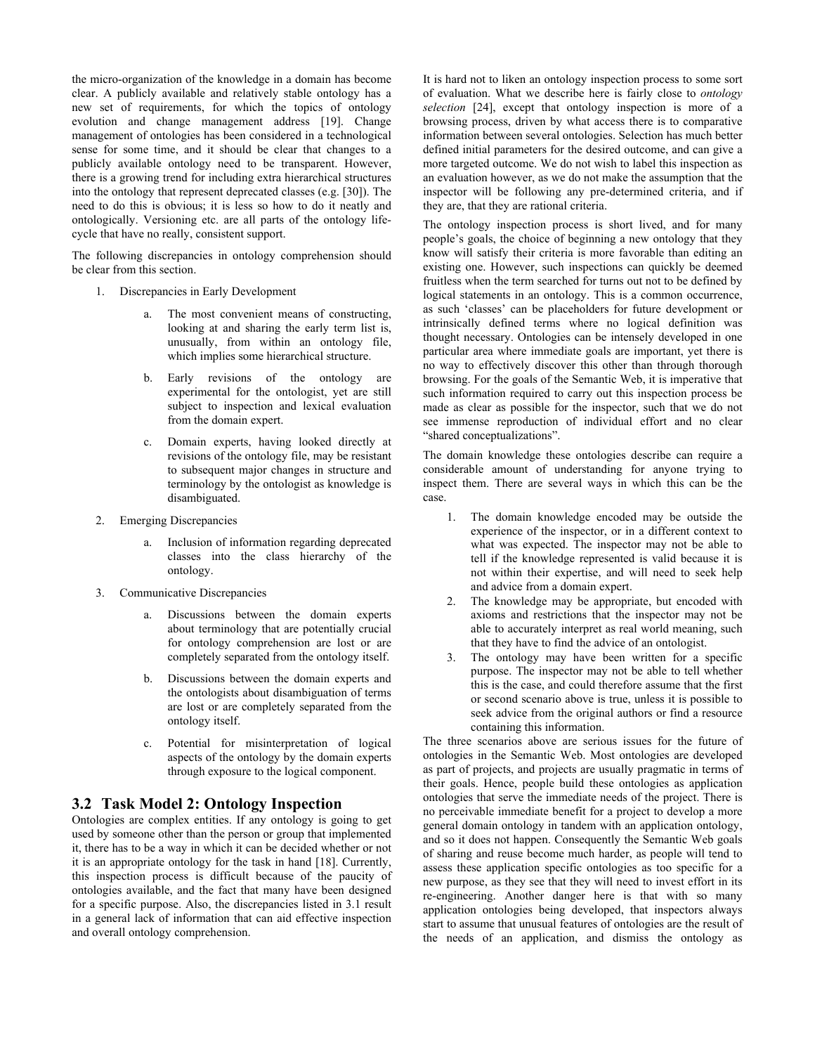the micro-organization of the knowledge in a domain has become clear. A publicly available and relatively stable ontology has a new set of requirements, for which the topics of ontology evolution and change management address [19]. Change management of ontologies has been considered in a technological sense for some time, and it should be clear that changes to a publicly available ontology need to be transparent. However, there is a growing trend for including extra hierarchical structures into the ontology that represent deprecated classes (e.g. [30]). The need to do this is obvious; it is less so how to do it neatly and ontologically. Versioning etc. are all parts of the ontology life-cycle that have no really, consistent support.

The following discrepancies in ontology comprehension should be clear from this section.

1. Discrepancies in Early Development
   a. The most convenient means of constructing, looking at and sharing the early term list is, unusually, from within an ontology file, which implies some hierarchical structure.
   b. Early revisions of the ontology are experimental for the ontologist, yet are still subject to inspection and lexical evaluation from the domain expert.
   c. Domain experts, having looked directly at revisions of the ontology file, may be resistant to subsequent major changes in structure and terminology by the ontologist as knowledge is disambiguated.
2. Emerging Discrepancies
   a. Inclusion of information regarding deprecated classes into the class hierarchy of the ontology.
3. Communicative Discrepancies
   a. Discussions between the domain experts about terminology that are potentially crucial for ontology comprehension are lost or are completely separated from the ontology itself.
   b. Discussions between the domain experts and the ontologists about disambiguation of terms are lost or are completely separated from the ontology itself.
   c. Potential for misinterpretation of logical aspects of the ontology by the domain experts through exposure to the logical component.

## 3.2 Task Model 2: Ontology Inspection

Ontologies are complex entities. If any ontology is going to get used by someone other than the person or group that implemented it, there has to be a way in which it can be decided whether or not it is an appropriate ontology for the task in hand [18]. Currently, this inspection process is difficult because of the paucity of ontologies available, and the fact that many have been designed for a specific purpose. Also, the discrepancies listed in 3.1 result in a general lack of information that can aid effective inspection and overall ontology comprehension.

It is hard not to liken an ontology inspection process to some sort of evaluation. What we describe here is fairly close to *ontology selection* [24], except that ontology inspection is more of a browsing process, driven by what access there is to comparative information between several ontologies. Selection has much better defined initial parameters for the desired outcome, and can give a more targeted outcome. We do not wish to label this inspection as an evaluation however, as we do not make the assumption that the inspector will be following any pre-determined criteria, and if they are, that they are rational criteria.

The ontology inspection process is short lived, and for many people's goals, the choice of beginning a new ontology that they know will satisfy their criteria is more favorable than editing an existing one. However, such inspections can quickly be deemed fruitless when the term searched for turns out not to be defined by logical statements in an ontology. This is a common occurrence, as such 'classes' can be placeholders for future development or intrinsically defined terms where no logical definition was thought necessary. Ontologies can be intensely developed in one particular area where immediate goals are important, yet there is no way to effectively discover this other than through thorough browsing. For the goals of the Semantic Web, it is imperative that such information required to carry out this inspection process be made as clear as possible for the inspector, such that we do not see immense reproduction of individual effort and no clear "shared conceptualizations".

The domain knowledge these ontologies describe can require a considerable amount of understanding for anyone trying to inspect them. There are several ways in which this can be the case.

1. The domain knowledge encoded may be outside the experience of the inspector, or in a different context to what was expected. The inspector may not be able to tell if the knowledge represented is valid because it is not within their expertise, and will need to seek help and advice from a domain expert.
2. The knowledge may be appropriate, but encoded with axioms and restrictions that the inspector may not be able to accurately interpret as real world meaning, such that they have to find the advice of an ontologist.
3. The ontology may have been written for a specific purpose. The inspector may not be able to tell whether this is the case, and could therefore assume that the first or second scenario above is true, unless it is possible to seek advice from the original authors or find a resource containing this information.

The three scenarios above are serious issues for the future of ontologies in the Semantic Web. Most ontologies are developed as part of projects, and projects are usually pragmatic in terms of their goals. Hence, people build these ontologies as application ontologies that serve the immediate needs of the project. There is no perceivable immediate benefit for a project to develop a more general domain ontology in tandem with an application ontology, and so it does not happen. Consequently the Semantic Web goals of sharing and reuse become much harder, as people will tend to assess these application specific ontologies as too specific for a new purpose, as they see that they will need to invest effort in its re-engineering. Another danger here is that with so many application ontologies being developed, that inspectors always start to assume that unusual features of ontologies are the result of the needs of an application, and dismiss the ontology as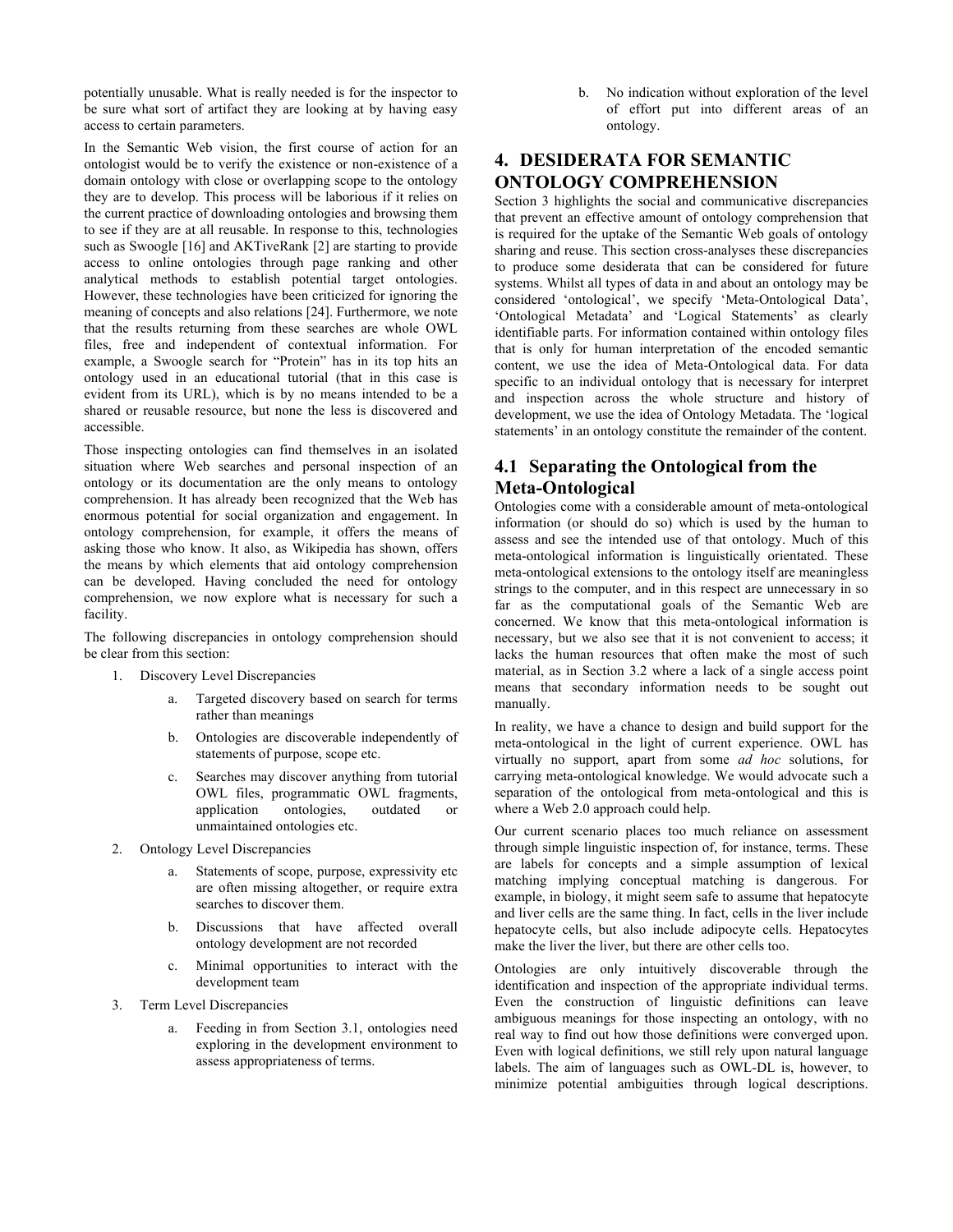potentially unusable. What is really needed is for the inspector to be sure what sort of artifact they are looking at by having easy access to certain parameters.

In the Semantic Web vision, the first course of action for an ontologist would be to verify the existence or non-existence of a domain ontology with close or overlapping scope to the ontology they are to develop. This process will be laborious if it relies on the current practice of downloading ontologies and browsing them to see if they are at all reusable. In response to this, technologies such as Swoogle [16] and AKTiveRank [2] are starting to provide access to online ontologies through page ranking and other analytical methods to establish potential target ontologies. However, these technologies have been criticized for ignoring the meaning of concepts and also relations [24]. Furthermore, we note that the results returning from these searches are whole OWL files, free and independent of contextual information. For example, a Swoogle search for "Protein" has in its top hits an ontology used in an educational tutorial (that in this case is evident from its URL), which is by no means intended to be a shared or reusable resource, but none the less is discovered and accessible.

Those inspecting ontologies can find themselves in an isolated situation where Web searches and personal inspection of an ontology or its documentation are the only means to ontology comprehension. It has already been recognized that the Web has enormous potential for social organization and engagement. In ontology comprehension, for example, it offers the means of asking those who know. It also, as Wikipedia has shown, offers the means by which elements that aid ontology comprehension can be developed. Having concluded the need for ontology comprehension, we now explore what is necessary for such a facility.

The following discrepancies in ontology comprehension should be clear from this section:

1. Discovery Level Discrepancies
    a. Targeted discovery based on search for terms rather than meanings
    b. Ontologies are discoverable independently of statements of purpose, scope etc.
    c. Searches may discover anything from tutorial OWL files, programmatic OWL fragments, application ontologies, outdated or unmaintained ontologies etc.
2. Ontology Level Discrepancies
    a. Statements of scope, purpose, expressivity etc are often missing altogether, or require extra searches to discover them.
    b. Discussions that have affected overall ontology development are not recorded
    c. Minimal opportunities to interact with the development team
3. Term Level Discrepancies
    a. Feeding in from Section 3.1, ontologies need exploring in the development environment to assess appropriateness of terms.
    b. No indication without exploration of the level of effort put into different areas of an ontology.

## 4. DESIDERATA FOR SEMANTIC ONTOLOGY COMPREHENSION

Section 3 highlights the social and communicative discrepancies that prevent an effective amount of ontology comprehension that is required for the uptake of the Semantic Web goals of ontology sharing and reuse. This section cross-analyses these discrepancies to produce some desiderata that can be considered for future systems. Whilst all types of data in and about an ontology may be considered 'ontological', we specify 'Meta-Ontological Data', 'Ontological Metadata' and 'Logical Statements' as clearly identifiable parts. For information contained within ontology files that is only for human interpretation of the encoded semantic content, we use the idea of Meta-Ontological data. For data specific to an individual ontology that is necessary for interpret and inspection across the whole structure and history of development, we use the idea of Ontology Metadata. The 'logical statements' in an ontology constitute the remainder of the content.

### 4.1 Separating the Ontological from the Meta-Ontological

Ontologies come with a considerable amount of meta-ontological information (or should do so) which is used by the human to assess and see the intended use of that ontology. Much of this meta-ontological information is linguistically orientated. These meta-ontological extensions to the ontology itself are meaningless strings to the computer, and in this respect are unnecessary in so far as the computational goals of the Semantic Web are concerned. We know that this meta-ontological information is necessary, but we also see that it is not convenient to access; it lacks the human resources that often make the most of such material, as in Section 3.2 where a lack of a single access point means that secondary information needs to be sought out manually.

In reality, we have a chance to design and build support for the meta-ontological in the light of current experience. OWL has virtually no support, apart from some *ad hoc* solutions, for carrying meta-ontological knowledge. We would advocate such a separation of the ontological from meta-ontological and this is where a Web 2.0 approach could help.

Our current scenario places too much reliance on assessment through simple linguistic inspection of, for instance, terms. These are labels for concepts and a simple assumption of lexical matching implying conceptual matching is dangerous. For example, in biology, it might seem safe to assume that hepatocyte and liver cells are the same thing. In fact, cells in the liver include hepatocyte cells, but also include adipocyte cells. Hepatocytes make the liver the liver, but there are other cells too.

Ontologies are only intuitively discoverable through the identification and inspection of the appropriate individual terms. Even the construction of linguistic definitions can leave ambiguous meanings for those inspecting an ontology, with no real way to find out how those definitions were converged upon. Even with logical definitions, we still rely upon natural language labels. The aim of languages such as OWL-DL is, however, to minimize potential ambiguities through logical descriptions.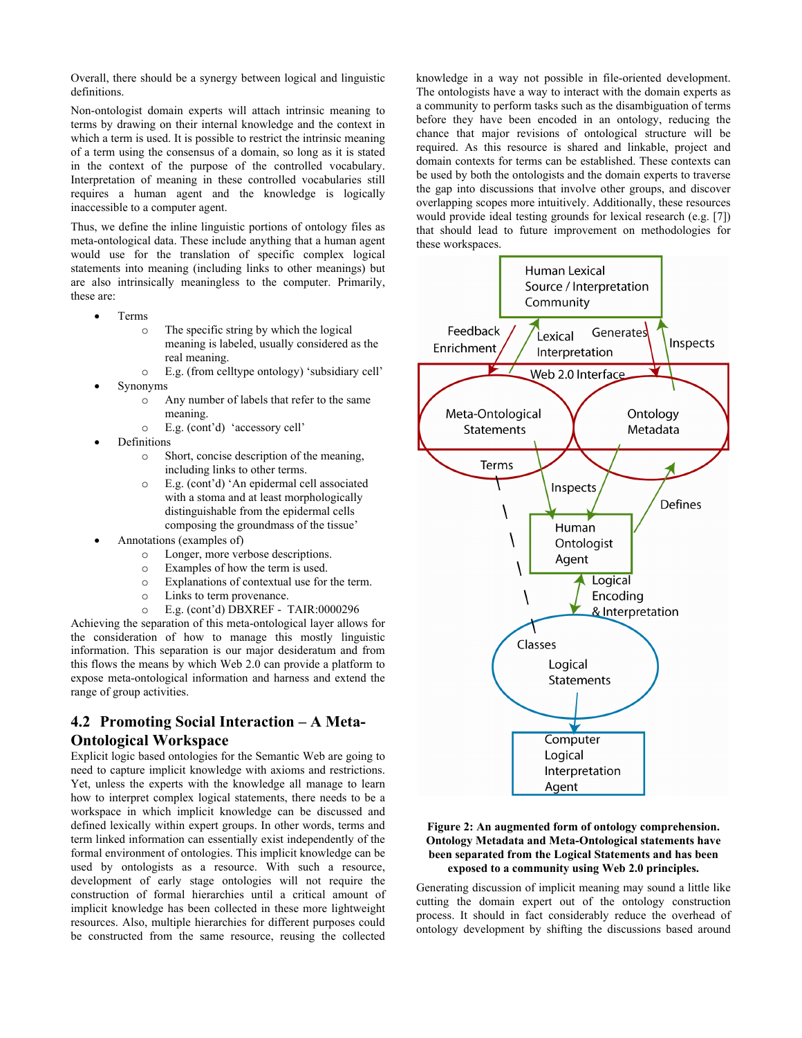Overall, there should be a synergy between logical and linguistic definitions.

Non-ontologist domain experts will attach intrinsic meaning to terms by drawing on their internal knowledge and the context in which a term is used. It is possible to restrict the intrinsic meaning of a term using the consensus of a domain, so long as it is stated in the context of the purpose of the controlled vocabulary. Interpretation of meaning in these controlled vocabularies still requires a human agent and the knowledge is logically inaccessible to a computer agent.

Thus, we define the inline linguistic portions of ontology files as meta-ontological data. These include anything that a human agent would use for the translation of specific complex logical statements into meaning (including links to other meanings) but are also intrinsically meaningless to the computer. Primarily, these are:

- Terms
  - The specific string by which the logical meaning is labeled, usually considered as the real meaning.
  - E.g. (from celltype ontology) 'subsidiary cell'
- Synonyms
  - Any number of labels that refer to the same meaning.
  - E.g. (cont'd) 'accessory cell'
- Definitions
  - Short, concise description of the meaning, including links to other terms.
  - E.g. (cont'd) 'An epidermal cell associated with a stoma and at least morphologically distinguishable from the epidermal cells composing the groundmass of the tissue'
- Annotations (examples of)
  - Longer, more verbose descriptions.
  - Examples of how the term is used.
  - Explanations of contextual use for the term.
  - Links to term provenance.
  - E.g. (cont'd) DBXREF - TAIR:0000296

Achieving the separation of this meta-ontological layer allows for the consideration of how to manage this mostly linguistic information. This separation is our major desideratum and from this flows the means by which Web 2.0 can provide a platform to expose meta-ontological information and harness and extend the range of group activities.

## 4.2 Promoting Social Interaction – A Meta-Ontological Workspace

Explicit logic based ontologies for the Semantic Web are going to need to capture implicit knowledge with axioms and restrictions. Yet, unless the experts with the knowledge all manage to learn how to interpret complex logical statements, there needs to be a workspace in which implicit knowledge can be discussed and defined lexically within expert groups. In other words, terms and term linked information can essentially exist independently of the formal environment of ontologies. This implicit knowledge can be used by ontologists as a resource. With such a resource, development of early stage ontologies will not require the construction of formal hierarchies until a critical amount of implicit knowledge has been collected in these more lightweight resources. Also, multiple hierarchies for different purposes could be constructed from the same resource, reusing the collected knowledge in a way not possible in file-oriented development. The ontologists have a way to interact with the domain experts as a community to perform tasks such as the disambiguation of terms before they have been encoded in an ontology, reducing the chance that major revisions of ontological structure will be required. As this resource is shared and linkable, project and domain contexts for terms can be established. These contexts can be used by both the ontologists and the domain experts to traverse the gap into discussions that involve other groups, and discover overlapping scopes more intuitively. Additionally, these resources would provide ideal testing grounds for lexical research (e.g. [7]) that should lead to future improvement on methodologies for these workspaces.

**Figure 2: An augmented form of ontology comprehension. Ontology Metadata and Meta-Ontological statements have been separated from the Logical Statements and has been exposed to a community using Web 2.0 principles.**

Generating discussion of implicit meaning may sound a little like cutting the domain expert out of the ontology construction process. It should in fact considerably reduce the overhead of ontology development by shifting the discussions based around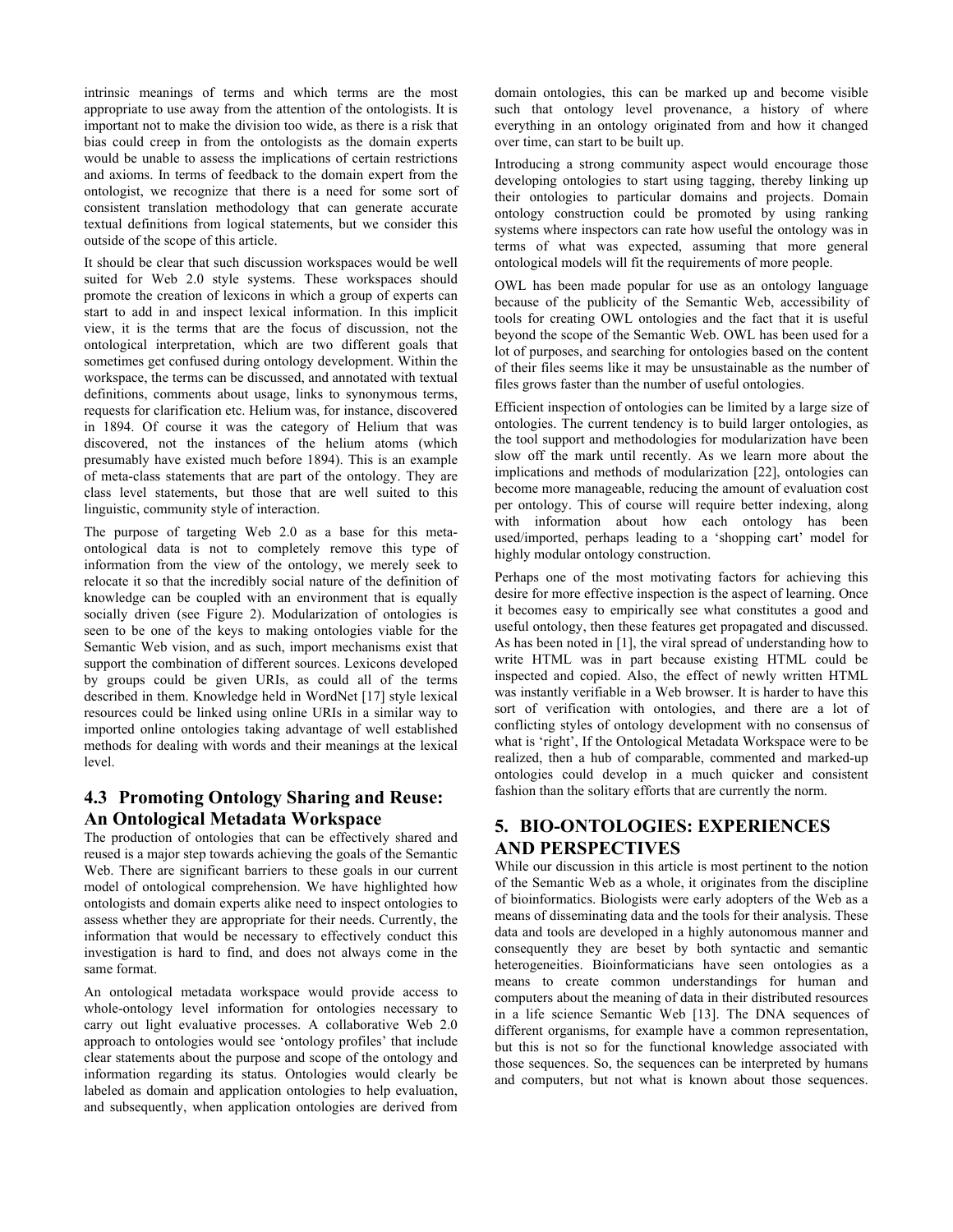intrinsic meanings of terms and which terms are the most appropriate to use away from the attention of the ontologists. It is important not to make the division too wide, as there is a risk that bias could creep in from the ontologists as the domain experts would be unable to assess the implications of certain restrictions and axioms. In terms of feedback to the domain expert from the ontologist, we recognize that there is a need for some sort of consistent translation methodology that can generate accurate textual definitions from logical statements, but we consider this outside of the scope of this article.

It should be clear that such discussion workspaces would be well suited for Web 2.0 style systems. These workspaces should promote the creation of lexicons in which a group of experts can start to add in and inspect lexical information. In this implicit view, it is the terms that are the focus of discussion, not the ontological interpretation, which are two different goals that sometimes get confused during ontology development. Within the workspace, the terms can be discussed, and annotated with textual definitions, comments about usage, links to synonymous terms, requests for clarification etc. Helium was, for instance, discovered in 1894. Of course it was the category of Helium that was discovered, not the instances of the helium atoms (which presumably have existed much before 1894). This is an example of meta-class statements that are part of the ontology. They are class level statements, but those that are well suited to this linguistic, community style of interaction.

The purpose of targeting Web 2.0 as a base for this meta-ontological data is not to completely remove this type of information from the view of the ontology, we merely seek to relocate it so that the incredibly social nature of the definition of knowledge can be coupled with an environment that is equally socially driven (see Figure 2). Modularization of ontologies is seen to be one of the keys to making ontologies viable for the Semantic Web vision, and as such, import mechanisms exist that support the combination of different sources. Lexicons developed by groups could be given URIs, as could all of the terms described in them. Knowledge held in WordNet [17] style lexical resources could be linked using online URIs in a similar way to imported online ontologies taking advantage of well established methods for dealing with words and their meanings at the lexical level.

### 4.3 Promoting Ontology Sharing and Reuse: An Ontological Metadata Workspace

The production of ontologies that can be effectively shared and reused is a major step towards achieving the goals of the Semantic Web. There are significant barriers to these goals in our current model of ontological comprehension. We have highlighted how ontologists and domain experts alike need to inspect ontologies to assess whether they are appropriate for their needs. Currently, the information that would be necessary to effectively conduct this investigation is hard to find, and does not always come in the same format.

An ontological metadata workspace would provide access to whole-ontology level information for ontologies necessary to carry out light evaluative processes. A collaborative Web 2.0 approach to ontologies would see 'ontology profiles' that include clear statements about the purpose and scope of the ontology and information regarding its status. Ontologies would clearly be labeled as domain and application ontologies to help evaluation, and subsequently, when application ontologies are derived from domain ontologies, this can be marked up and become visible such that ontology level provenance, a history of where everything in an ontology originated from and how it changed over time, can start to be built up.

Introducing a strong community aspect would encourage those developing ontologies to start using tagging, thereby linking up their ontologies to particular domains and projects. Domain ontology construction could be promoted by using ranking systems where inspectors can rate how useful the ontology was in terms of what was expected, assuming that more general ontological models will fit the requirements of more people.

OWL has been made popular for use as an ontology language because of the publicity of the Semantic Web, accessibility of tools for creating OWL ontologies and the fact that it is useful beyond the scope of the Semantic Web. OWL has been used for a lot of purposes, and searching for ontologies based on the content of their files seems like it may be unsustainable as the number of files grows faster than the number of useful ontologies.

Efficient inspection of ontologies can be limited by a large size of ontologies. The current tendency is to build larger ontologies, as the tool support and methodologies for modularization have been slow off the mark until recently. As we learn more about the implications and methods of modularization [22], ontologies can become more manageable, reducing the amount of evaluation cost per ontology. This of course will require better indexing, along with information about how each ontology has been used/imported, perhaps leading to a 'shopping cart' model for highly modular ontology construction.

Perhaps one of the most motivating factors for achieving this desire for more effective inspection is the aspect of learning. Once it becomes easy to empirically see what constitutes a good and useful ontology, then these features get propagated and discussed. As has been noted in [1], the viral spread of understanding how to write HTML was in part because existing HTML could be inspected and copied. Also, the effect of newly written HTML was instantly verifiable in a Web browser. It is harder to have this sort of verification with ontologies, and there are a lot of conflicting styles of ontology development with no consensus of what is 'right', If the Ontological Metadata Workspace were to be realized, then a hub of comparable, commented and marked-up ontologies could develop in a much quicker and consistent fashion than the solitary efforts that are currently the norm.

## 5. BIO-ONTOLOGIES: EXPERIENCES AND PERSPECTIVES

While our discussion in this article is most pertinent to the notion of the Semantic Web as a whole, it originates from the discipline of bioinformatics. Biologists were early adopters of the Web as a means of disseminating data and the tools for their analysis. These data and tools are developed in a highly autonomous manner and consequently they are beset by both syntactic and semantic heterogeneities. Bioinformaticians have seen ontologies as a means to create common understandings for human and computers about the meaning of data in their distributed resources in a life science Semantic Web [13]. The DNA sequences of different organisms, for example have a common representation, but this is not so for the functional knowledge associated with those sequences. So, the sequences can be interpreted by humans and computers, but not what is known about those sequences.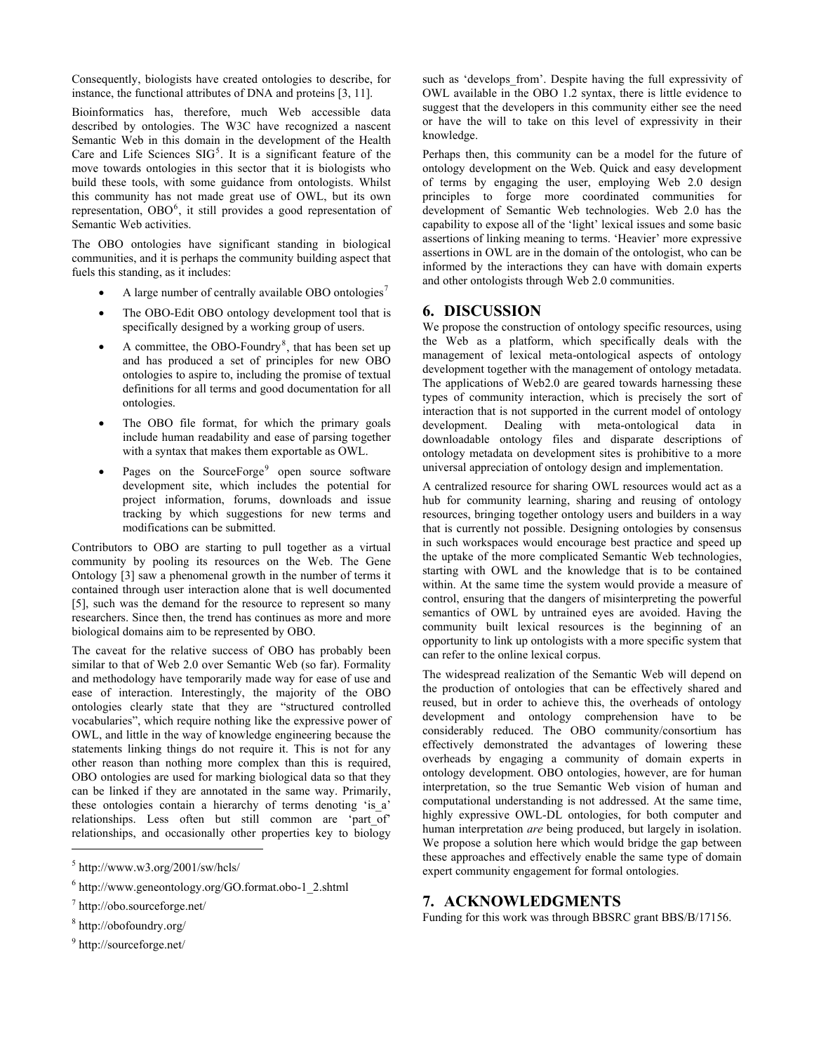Consequently, biologists have created ontologies to describe, for instance, the functional attributes of DNA and proteins [3, 11].

Bioinformatics has, therefore, much Web accessible data described by ontologies. The W3C have recognized a nascent Semantic Web in this domain in the development of the Health Care and Life Sciences SIG[5]. It is a significant feature of the move towards ontologies in this sector that it is biologists who build these tools, with some guidance from ontologists. Whilst this community has not made great use of OWL, but its own representation, OBO[6], it still provides a good representation of Semantic Web activities.

The OBO ontologies have significant standing in biological communities, and it is perhaps the community building aspect that fuels this standing, as it includes:

- A large number of centrally available OBO ontologies[7]
- The OBO-Edit OBO ontology development tool that is specifically designed by a working group of users.
- A committee, the OBO-Foundry[8], that has been set up and has produced a set of principles for new OBO ontologies to aspire to, including the promise of textual definitions for all terms and good documentation for all ontologies.
- The OBO file format, for which the primary goals include human readability and ease of parsing together with a syntax that makes them exportable as OWL.
- Pages on the SourceForge[9] open source software development site, which includes the potential for project information, forums, downloads and issue tracking by which suggestions for new terms and modifications can be submitted.

Contributors to OBO are starting to pull together as a virtual community by pooling its resources on the Web. The Gene Ontology [3] saw a phenomenal growth in the number of terms it contained through user interaction alone that is well documented [5], such was the demand for the resource to represent so many researchers. Since then, the trend has continues as more and more biological domains aim to be represented by OBO.

The caveat for the relative success of OBO has probably been similar to that of Web 2.0 over Semantic Web (so far). Formality and methodology have temporarily made way for ease of use and ease of interaction. Interestingly, the majority of the OBO ontologies clearly state that they are "structured controlled vocabularies", which require nothing like the expressive power of OWL, and little in the way of knowledge engineering because the statements linking things do not require it. This is not for any other reason than nothing more complex than this is required, OBO ontologies are used for marking biological data so that they can be linked if they are annotated in the same way. Primarily, these ontologies contain a hierarchy of terms denoting 'is_a' relationships. Less often but still common are 'part_of' relationships, and occasionally other properties key to biology such as 'develops_from'. Despite having the full expressivity of OWL available in the OBO 1.2 syntax, there is little evidence to suggest that the developers in this community either see the need or have the will to take on this level of expressivity in their knowledge.

Perhaps then, this community can be a model for the future of ontology development on the Web. Quick and easy development of terms by engaging the user, employing Web 2.0 design principles to forge more coordinated communities for development of Semantic Web technologies. Web 2.0 has the capability to expose all of the 'light' lexical issues and some basic assertions of linking meaning to terms. 'Heavier' more expressive assertions in OWL are in the domain of the ontologist, who can be informed by the interactions they can have with domain experts and other ontologists through Web 2.0 communities.

## 6. DISCUSSION

We propose the construction of ontology specific resources, using the Web as a platform, which specifically deals with the management of lexical meta-ontological aspects of ontology development together with the management of ontology metadata. The applications of Web2.0 are geared towards harnessing these types of community interaction, which is precisely the sort of interaction that is not supported in the current model of ontology development. Dealing with meta-ontological data in downloadable ontology files and disparate descriptions of ontology metadata on development sites is prohibitive to a more universal appreciation of ontology design and implementation.

A centralized resource for sharing OWL resources would act as a hub for community learning, sharing and reusing of ontology resources, bringing together ontology users and builders in a way that is currently not possible. Designing ontologies by consensus in such workspaces would encourage best practice and speed up the uptake of the more complicated Semantic Web technologies, starting with OWL and the knowledge that is to be contained within. At the same time the system would provide a measure of control, ensuring that the dangers of misinterpreting the powerful semantics of OWL by untrained eyes are avoided. Having the community built lexical resources is the beginning of an opportunity to link up ontologists with a more specific system that can refer to the online lexical corpus.

The widespread realization of the Semantic Web will depend on the production of ontologies that can be effectively shared and reused, but in order to achieve this, the overheads of ontology development and ontology comprehension have to be considerably reduced. The OBO community/consortium has effectively demonstrated the advantages of lowering these overheads by engaging a community of domain experts in ontology development. OBO ontologies, however, are for human interpretation, so the true Semantic Web vision of human and computational understanding is not addressed. At the same time, highly expressive OWL-DL ontologies, for both computer and human interpretation *are* being produced, but largely in isolation. We propose a solution here which would bridge the gap between these approaches and effectively enable the same type of domain expert community engagement for formal ontologies.

## 7. ACKNOWLEDGMENTS

Funding for this work was through BBSRC grant BBS/B/17156.

---

[5] http://www.w3.org/2001/sw/hcls/

[6] http://www.geneontology.org/GO.format.obo-1_2.shtml

[7] http://obo.sourceforge.net/

[8] http://obofoundry.org/

[9] http://sourceforge.net/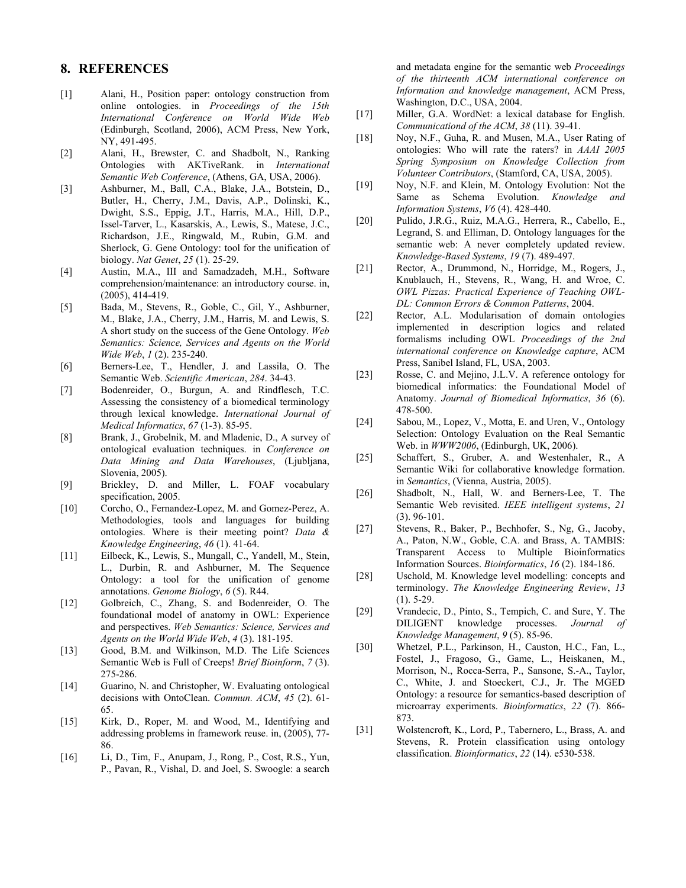## 8. REFERENCES

[1] Alani, H., Position paper: ontology construction from online ontologies. in *Proceedings of the 15th International Conference on World Wide Web* (Edinburgh, Scotland, 2006), ACM Press, New York, NY, 491-495.

[2] Alani, H., Brewster, C. and Shadbolt, N., Ranking Ontologies with AKTiveRank. in *International Semantic Web Conference*, (Athens, GA, USA, 2006).

[3] Ashburner, M., Ball, C.A., Blake, J.A., Botstein, D., Butler, H., Cherry, J.M., Davis, A.P., Dolinski, K., Dwight, S.S., Eppig, J.T., Harris, M.A., Hill, D.P., Issel-Tarver, L., Kasarskis, A., Lewis, S., Matese, J.C., Richardson, J.E., Ringwald, M., Rubin, G.M. and Sherlock, G. Gene Ontology: tool for the unification of biology. *Nat Genet*, *25* (1). 25-29.

[4] Austin, M.A., III and Samadzadeh, M.H., Software comprehension/maintenance: an introductory course. in, (2005), 414-419.

[5] Bada, M., Stevens, R., Goble, C., Gil, Y., Ashburner, M., Blake, J.A., Cherry, J.M., Harris, M. and Lewis, S. A short study on the success of the Gene Ontology. *Web Semantics: Science, Services and Agents on the World Wide Web*, *1* (2). 235-240.

[6] Berners-Lee, T., Hendler, J. and Lassila, O. The Semantic Web. *Scientific American*, *284*. 34-43.

[7] Bodenreider, O., Burgun, A. and Rindflesch, T.C. Assessing the consistency of a biomedical terminology through lexical knowledge. *International Journal of Medical Informatics*, *67* (1-3). 85-95.

[8] Brank, J., Grobelnik, M. and Mladenic, D., A survey of ontological evaluation techniques. in *Conference on Data Mining and Data Warehouses*, (Ljubljana, Slovenia, 2005).

[9] Brickley, D. and Miller, L. FOAF vocabulary specification, 2005.

[10] Corcho, O., Fernandez-Lopez, M. and Gomez-Perez, A. Methodologies, tools and languages for building ontologies. Where is their meeting point? *Data & Knowledge Engineering*, *46* (1). 41-64.

[11] Eilbeck, K., Lewis, S., Mungall, C., Yandell, M., Stein, L., Durbin, R. and Ashburner, M. The Sequence Ontology: a tool for the unification of genome annotations. *Genome Biology*, *6* (5). R44.

[12] Golbreich, C., Zhang, S. and Bodenreider, O. The foundational model of anatomy in OWL: Experience and perspectives. *Web Semantics: Science, Services and Agents on the World Wide Web*, *4* (3). 181-195.

[13] Good, B.M. and Wilkinson, M.D. The Life Sciences Semantic Web is Full of Creeps! *Brief Bioinform*, *7* (3). 275-286.

[14] Guarino, N. and Christopher, W. Evaluating ontological decisions with OntoClean. *Commun. ACM*, *45* (2). 61-65.

[15] Kirk, D., Roper, M. and Wood, M., Identifying and addressing problems in framework reuse. in, (2005), 77-86.

[16] Li, D., Tim, F., Anupam, J., Rong, P., Cost, R.S., Yun, P., Pavan, R., Vishal, D. and Joel, S. Swoogle: a search and metadata engine for the semantic web *Proceedings of the thirteenth ACM international conference on Information and knowledge management*, ACM Press, Washington, D.C., USA, 2004.

[17] Miller, G.A. WordNet: a lexical database for English. *Communicationd of the ACM*, *38* (11). 39-41.

[18] Noy, N.F., Guha, R. and Musen, M.A., User Rating of ontologies: Who will rate the raters? in *AAAI 2005 Spring Symposium on Knowledge Collection from Volunteer Contributors*, (Stamford, CA, USA, 2005).

[19] Noy, N.F. and Klein, M. Ontology Evolution: Not the Same as Schema Evolution. *Knowledge and Information Systems*, *V6* (4). 428-440.

[20] Pulido, J.R.G., Ruiz, M.A.G., Herrera, R., Cabello, E., Legrand, S. and Elliman, D. Ontology languages for the semantic web: A never completely updated review. *Knowledge-Based Systems*, *19* (7). 489-497.

[21] Rector, A., Drummond, N., Horridge, M., Rogers, J., Knublauch, H., Stevens, R., Wang, H. and Wroe, C. *OWL Pizzas: Practical Experience of Teaching OWL-DL: Common Errors & Common Patterns*, 2004.

[22] Rector, A.L. Modularisation of domain ontologies implemented in description logics and related formalisms including OWL *Proceedings of the 2nd international conference on Knowledge capture*, ACM Press, Sanibel Island, FL, USA, 2003.

[23] Rosse, C. and Mejino, J.L.V. A reference ontology for biomedical informatics: the Foundational Model of Anatomy. *Journal of Biomedical Informatics*, *36* (6). 478-500.

[24] Sabou, M., Lopez, V., Motta, E. and Uren, V., Ontology Selection: Ontology Evaluation on the Real Semantic Web. in *WWW2006*, (Edinburgh, UK, 2006).

[25] Schaffert, S., Gruber, A. and Westenhaler, R., A Semantic Wiki for collaborative knowledge formation. in *Semantics*, (Vienna, Austria, 2005).

[26] Shadbolt, N., Hall, W. and Berners-Lee, T. The Semantic Web revisited. *IEEE intelligent systems*, *21* (3). 96-101.

[27] Stevens, R., Baker, P., Bechhofer, S., Ng, G., Jacoby, A., Paton, N.W., Goble, C.A. and Brass, A. TAMBIS: Transparent Access to Multiple Bioinformatics Information Sources. *Bioinformatics*, *16* (2). 184-186.

[28] Uschold, M. Knowledge level modelling: concepts and terminology. *The Knowledge Engineering Review*, *13* (1). 5-29.

[29] Vrandecic, D., Pinto, S., Tempich, C. and Sure, Y. The DILIGENT knowledge processes. *Journal of Knowledge Management*, *9* (5). 85-96.

[30] Whetzel, P.L., Parkinson, H., Causton, H.C., Fan, L., Fostel, J., Fragoso, G., Game, L., Heiskanen, M., Morrison, N., Rocca-Serra, P., Sansone, S.-A., Taylor, C., White, J. and Stoeckert, C.J., Jr. The MGED Ontology: a resource for semantics-based description of microarray experiments. *Bioinformatics*, *22* (7). 866-873.

[31] Wolstencroft, K., Lord, P., Tabernero, L., Brass, A. and Stevens, R. Protein classification using ontology classification. *Bioinformatics*, *22* (14). e530-538.